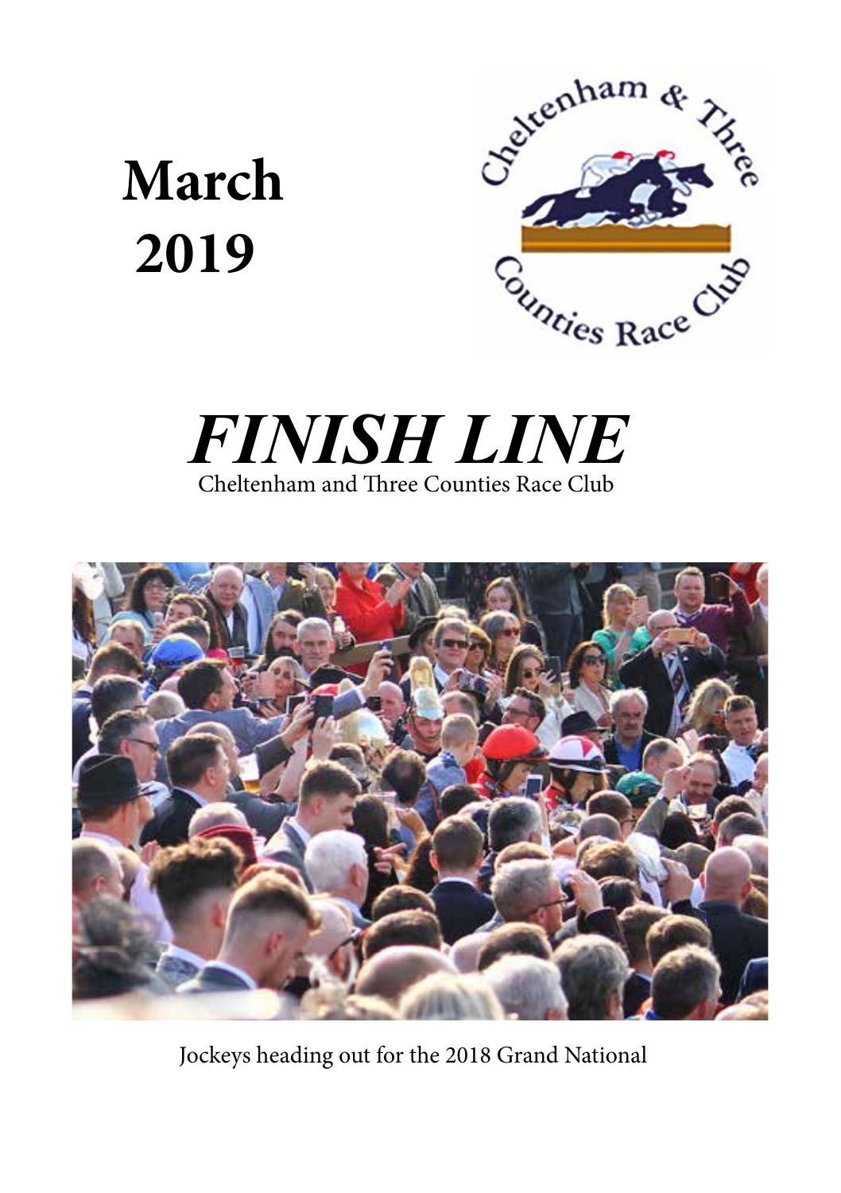**March 2019**

Cheltenham & Three Counties Race Club

# *FINISH LINE*

Cheltenham and Three Counties Race Club

Jockeys heading out for the 2018 Grand National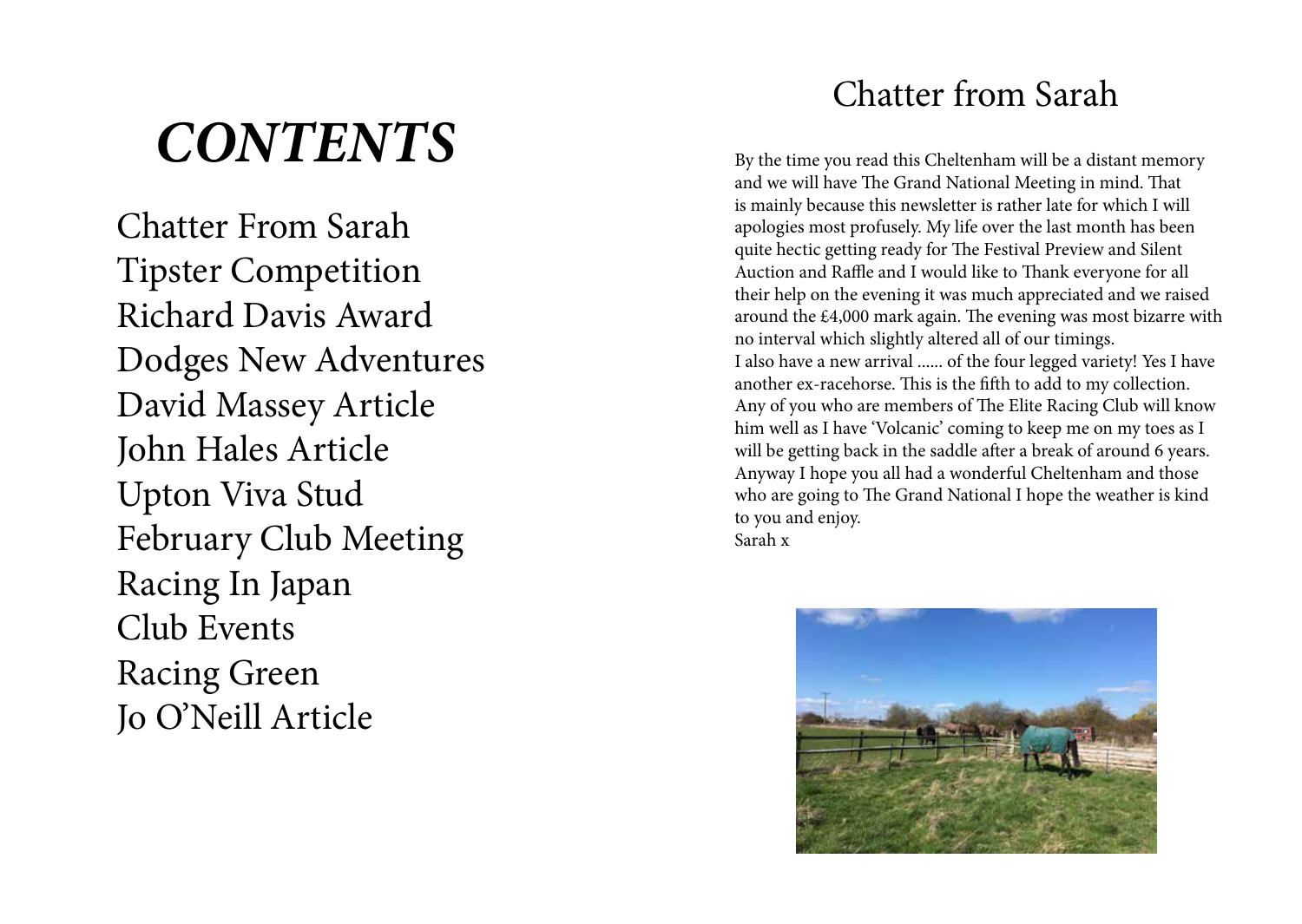# *CONTENTS*

Chatter From Sarah
Tipster Competition
Richard Davis Award
Dodges New Adventures
David Massey Article
John Hales Article
Upton Viva Stud
February Club Meeting
Racing In Japan
Club Events
Racing Green
Jo O'Neill Article

## Chatter from Sarah

By the time you read this Cheltenham will be a distant memory and we will have The Grand National Meeting in mind. That is mainly because this newsletter is rather late for which I will apologies most profusely. My life over the last month has been quite hectic getting ready for The Festival Preview and Silent Auction and Raffle and I would like to Thank everyone for all their help on the evening it was much appreciated and we raised around the £4,000 mark again. The evening was most bizarre with no interval which slightly altered all of our timings.
I also have a new arrival ...... of the four legged variety! Yes I have another ex-racehorse. This is the fifth to add to my collection. Any of you who are members of The Elite Racing Club will know him well as I have 'Volcanic' coming to keep me on my toes as I will be getting back in the saddle after a break of around 6 years. Anyway I hope you all had a wonderful Cheltenham and those who are going to The Grand National I hope the weather is kind to you and enjoy.
Sarah x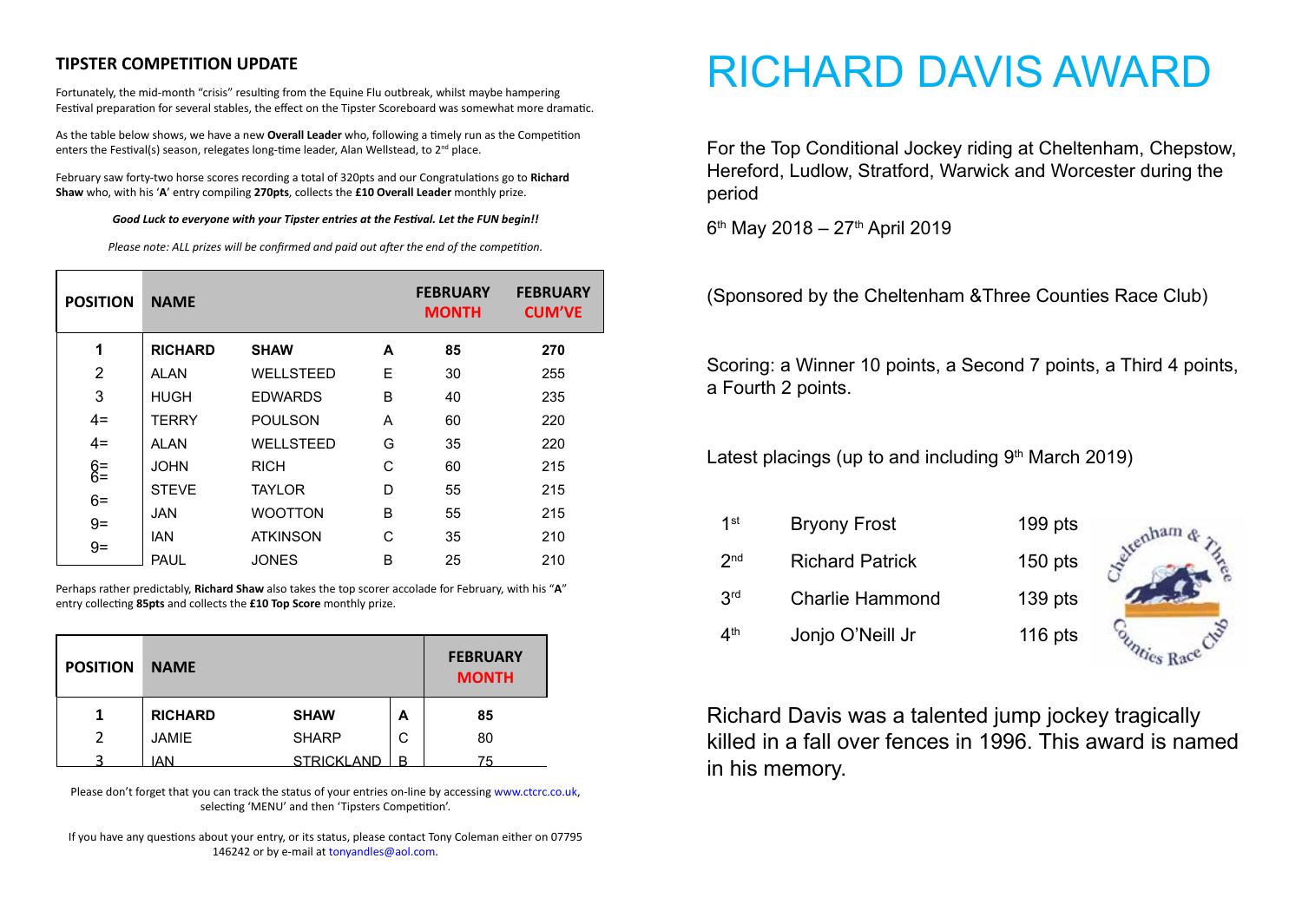## TIPSTER COMPETITION UPDATE

Fortunately, the mid-month "crisis" resulting from the Equine Flu outbreak, whilst maybe hampering Festival preparation for several stables, the effect on the Tipster Scoreboard was somewhat more dramatic.

As the table below shows, we have a new **Overall Leader** who, following a timely run as the Competition enters the Festival(s) season, relegates long-time leader, Alan Wellstead, to 2nd place.

February saw forty-two horse scores recording a total of 320pts and our Congratulations go to **Richard Shaw** who, with his '**A**' entry compiling **270pts**, collects the **£10 Overall Leader** monthly prize.

***Good Luck to everyone with your Tipster entries at the Festival. Let the FUN begin!!***

*Please note: ALL prizes will be confirmed and paid out after the end of the competition.*

| POSITION | NAME | | | FEBRUARY MONTH | FEBRUARY CUM'VE |
|---|---|---|---|---|---|
| **1** | **RICHARD** | **SHAW** | **A** | **85** | **270** |
| 2 | ALAN | WELLSTEED | E | 30 | 255 |
| 3 | HUGH | EDWARDS | B | 40 | 235 |
| 4= | TERRY | POULSON | A | 60 | 220 |
| 4= | ALAN | WELLSTEED | G | 35 | 220 |
| 6= | JOHN | RICH | C | 60 | 215 |
| 6= | STEVE | TAYLOR | D | 55 | 215 |
| 6= | JAN | WOOTTON | B | 55 | 215 |
| 9= | IAN | ATKINSON | C | 35 | 210 |
| 9= | PAUL | JONES | B | 25 | 210 |

Perhaps rather predictably, **Richard Shaw** also takes the top scorer accolade for February, with his "**A**" entry collecting **85pts** and collects the **£10 Top Score** monthly prize.

| POSITION | NAME | | | FEBRUARY MONTH |
|---|---|---|---|---|
| **1** | **RICHARD** | **SHAW** | **A** | **85** |
| 2 | JAMIE | SHARP | C | 80 |
| 3 | IAN | STRICKLAND | B | 75 |

Please don't forget that you can track the status of your entries on-line by accessing www.ctcrc.co.uk, selecting 'MENU' and then 'Tipsters Competition'.

If you have any questions about your entry, or its status, please contact Tony Coleman either on 07795 146242 or by e-mail at tonyandles@aol.com.

# RICHARD DAVIS AWARD

For the Top Conditional Jockey riding at Cheltenham, Chepstow, Hereford, Ludlow, Stratford, Warwick and Worcester during the period

6th May 2018 – 27th April 2019

(Sponsored by the Cheltenham &Three Counties Race Club)

Scoring: a Winner 10 points, a Second 7 points, a Third 4 points, a Fourth 2 points.

Latest placings (up to and including 9th March 2019)

| | | |
|---|---|---|
| 1st | Bryony Frost | 199 pts |
| 2nd | Richard Patrick | 150 pts |
| 3rd | Charlie Hammond | 139 pts |
| 4th | Jonjo O'Neill Jr | 116 pts |

Richard Davis was a talented jump jockey tragically killed in a fall over fences in 1996. This award is named in his memory.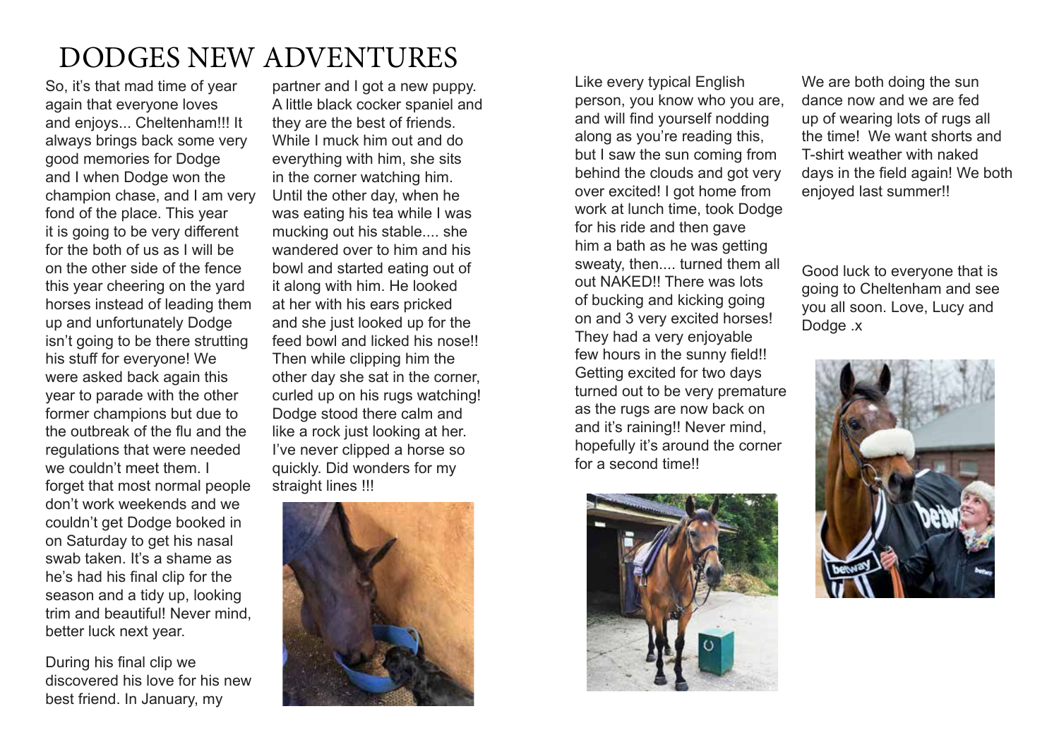# DODGES NEW ADVENTURES

So, it's that mad time of year again that everyone loves and enjoys... Cheltenham!!! It always brings back some very good memories for Dodge and I when Dodge won the champion chase, and I am very fond of the place. This year it is going to be very different for the both of us as I will be on the other side of the fence this year cheering on the yard horses instead of leading them up and unfortunately Dodge isn't going to be there strutting his stuff for everyone! We were asked back again this year to parade with the other former champions but due to the outbreak of the flu and the regulations that were needed we couldn't meet them. I forget that most normal people don't work weekends and we couldn't get Dodge booked in on Saturday to get his nasal swab taken. It's a shame as he's had his final clip for the season and a tidy up, looking trim and beautiful! Never mind, better luck next year.

During his final clip we discovered his love for his new best friend. In January, my partner and I got a new puppy. A little black cocker spaniel and they are the best of friends. While I muck him out and do everything with him, she sits in the corner watching him. Until the other day, when he was eating his tea while I was mucking out his stable.... she wandered over to him and his bowl and started eating out of it along with him. He looked at her with his ears pricked and she just looked up for the feed bowl and licked his nose!! Then while clipping him the other day she sat in the corner, curled up on his rugs watching! Dodge stood there calm and like a rock just looking at her. I've never clipped a horse so quickly. Did wonders for my straight lines !!!

Like every typical English person, you know who you are, and will find yourself nodding along as you're reading this, but I saw the sun coming from behind the clouds and got very over excited! I got home from work at lunch time, took Dodge for his ride and then gave him a bath as he was getting sweaty, then.... turned them all out NAKED!! There was lots of bucking and kicking going on and 3 very excited horses! They had a very enjoyable few hours in the sunny field!! Getting excited for two days turned out to be very premature as the rugs are now back on and it's raining!! Never mind, hopefully it's around the corner for a second time!!

We are both doing the sun dance now and we are fed up of wearing lots of rugs all the time! We want shorts and T-shirt weather with naked days in the field again! We both enjoyed last summer!!

Good luck to everyone that is going to Cheltenham and see you all soon. Love, Lucy and Dodge .x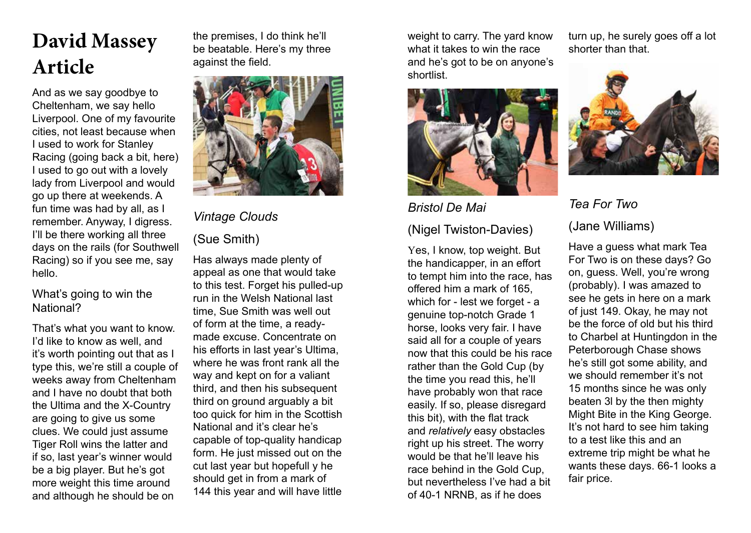# David Massey Article

And as we say goodbye to Cheltenham, we say hello Liverpool. One of my favourite cities, not least because when I used to work for Stanley Racing (going back a bit, here) I used to go out with a lovely lady from Liverpool and would go up there at weekends. A fun time was had by all, as I remember. Anyway, I digress. I'll be there working all three days on the rails (for Southwell Racing) so if you see me, say hello.

## What's going to win the National?

That's what you want to know. I'd like to know as well, and it's worth pointing out that as I type this, we're still a couple of weeks away from Cheltenham and I have no doubt that both the Ultima and the X-Country are going to give us some clues. We could just assume Tiger Roll wins the latter and if so, last year's winner would be a big player. But he's got more weight this time around and although he should be on the premises, I do think he'll be beatable. Here's my three against the field.

### *Vintage Clouds*

### (Sue Smith)

Has always made plenty of appeal as one that would take to this test. Forget his pulled-up run in the Welsh National last time, Sue Smith was well out of form at the time, a ready-made excuse. Concentrate on his efforts in last year's Ultima, where he was front rank all the way and kept on for a valiant third, and then his subsequent third on ground arguably a bit too quick for him in the Scottish National and it's clear he's capable of top-quality handicap form. He just missed out on the cut last year but hopefull y he should get in from a mark of 144 this year and will have little weight to carry. The yard know what it takes to win the race and he's got to be on anyone's shortlist.

### *Bristol De Mai*

### (Nigel Twiston-Davies)

Yes, I know, top weight. But the handicapper, in an effort to tempt him into the race, has offered him a mark of 165, which for - lest we forget - a genuine top-notch Grade 1 horse, looks very fair. I have said all for a couple of years now that this could be his race rather than the Gold Cup (by the time you read this, he'll have probably won that race easily. If so, please disregard this bit), with the flat track and *relatively* easy obstacles right up his street. The worry would be that he'll leave his race behind in the Gold Cup, but nevertheless I've had a bit of 40-1 NRNB, as if he does turn up, he surely goes off a lot shorter than that.

### *Tea For Two*

### (Jane Williams)

Have a guess what mark Tea For Two is on these days? Go on, guess. Well, you're wrong (probably). I was amazed to see he gets in here on a mark of just 149. Okay, he may not be the force of old but his third to Charbel at Huntingdon in the Peterborough Chase shows he's still got some ability, and we should remember it's not 15 months since he was only beaten 3l by the then mighty Might Bite in the King George. It's not hard to see him taking to a test like this and an extreme trip might be what he wants these days. 66-1 looks a fair price.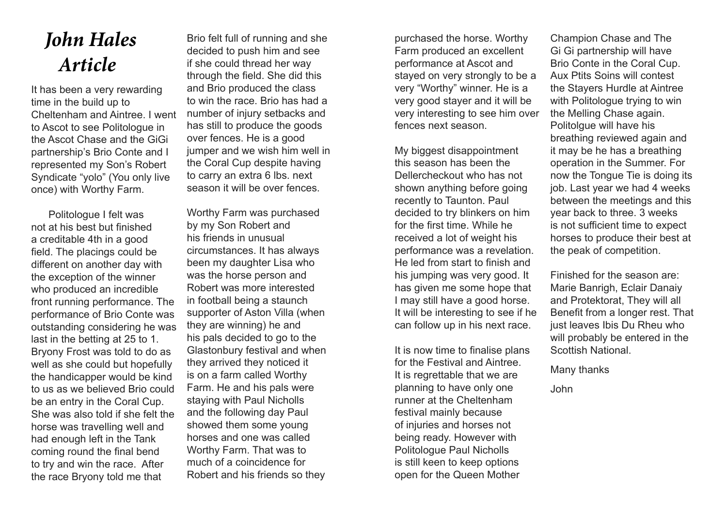# *John Hales Article*

It has been a very rewarding time in the build up to Cheltenham and Aintree. I went to Ascot to see Politologue in the Ascot Chase and the GiGi partnership's Brio Conte and I represented my Son's Robert Syndicate "yolo" (You only live once) with Worthy Farm.

Politologue I felt was not at his best but finished a creditable 4th in a good field. The placings could be different on another day with the exception of the winner who produced an incredible front running performance. The performance of Brio Conte was outstanding considering he was last in the betting at 25 to 1. Bryony Frost was told to do as well as she could but hopefully the handicapper would be kind to us as we believed Brio could be an entry in the Coral Cup. She was also told if she felt the horse was travelling well and had enough left in the Tank coming round the final bend to try and win the race. After the race Bryony told me that Brio felt full of running and she decided to push him and see if she could thread her way through the field. She did this and Brio produced the class to win the race. Brio has had a number of injury setbacks and has still to produce the goods over fences. He is a good jumper and we wish him well in the Coral Cup despite having to carry an extra 6 lbs. next season it will be over fences.

Worthy Farm was purchased by my Son Robert and his friends in unusual circumstances. It has always been my daughter Lisa who was the horse person and Robert was more interested in football being a staunch supporter of Aston Villa (when they are winning) he and his pals decided to go to the Glastonbury festival and when they arrived they noticed it is on a farm called Worthy Farm. He and his pals were staying with Paul Nicholls and the following day Paul showed them some young horses and one was called Worthy Farm. That was to much of a coincidence for Robert and his friends so they purchased the horse. Worthy Farm produced an excellent performance at Ascot and stayed on very strongly to be a very "Worthy" winner. He is a very good stayer and it will be very interesting to see him over fences next season.

My biggest disappointment this season has been the Dellercheckout who has not shown anything before going recently to Taunton. Paul decided to try blinkers on him for the first time. While he received a lot of weight his performance was a revelation. He led from start to finish and his jumping was very good. It has given me some hope that I may still have a good horse. It will be interesting to see if he can follow up in his next race.

It is now time to finalise plans for the Festival and Aintree. It is regrettable that we are planning to have only one runner at the Cheltenham festival mainly because of injuries and horses not being ready. However with Politologue Paul Nicholls is still keen to keep options open for the Queen Mother Champion Chase and The Gi Gi partnership will have Brio Conte in the Coral Cup. Aux Ptits Soins will contest the Stayers Hurdle at Aintree with Politologue trying to win the Melling Chase again. Politolgue will have his breathing reviewed again and it may be he has a breathing operation in the Summer. For now the Tongue Tie is doing its job. Last year we had 4 weeks between the meetings and this year back to three. 3 weeks is not sufficient time to expect horses to produce their best at the peak of competition.

Finished for the season are: Marie Banrigh, Eclair Danaiy and Protektorat, They will all Benefit from a longer rest. That just leaves Ibis Du Rheu who will probably be entered in the Scottish National.

Many thanks

John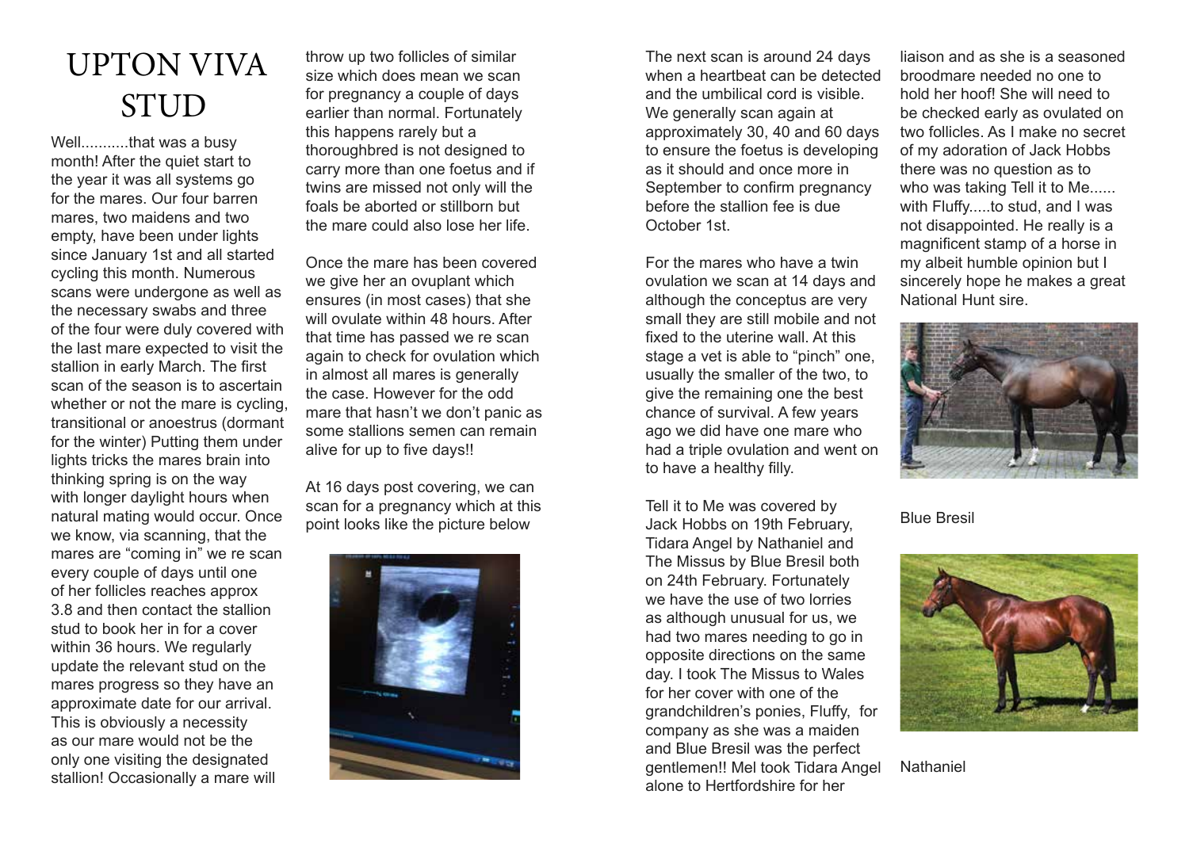# UPTON VIVA STUD

Well...........that was a busy month! After the quiet start to the year it was all systems go for the mares. Our four barren mares, two maidens and two empty, have been under lights since January 1st and all started cycling this month. Numerous scans were undergone as well as the necessary swabs and three of the four were duly covered with the last mare expected to visit the stallion in early March. The first scan of the season is to ascertain whether or not the mare is cycling, transitional or anoestrus (dormant for the winter) Putting them under lights tricks the mares brain into thinking spring is on the way with longer daylight hours when natural mating would occur. Once we know, via scanning, that the mares are "coming in" we re scan every couple of days until one of her follicles reaches approx 3.8 and then contact the stallion stud to book her in for a cover within 36 hours. We regularly update the relevant stud on the mares progress so they have an approximate date for our arrival. This is obviously a necessity as our mare would not be the only one visiting the designated stallion! Occasionally a mare will throw up two follicles of similar size which does mean we scan for pregnancy a couple of days earlier than normal. Fortunately this happens rarely but a thoroughbred is not designed to carry more than one foetus and if twins are missed not only will the foals be aborted or stillborn but the mare could also lose her life.

Once the mare has been covered we give her an ovuplant which ensures (in most cases) that she will ovulate within 48 hours. After that time has passed we re scan again to check for ovulation which in almost all mares is generally the case. However for the odd mare that hasn't we don't panic as some stallions semen can remain alive for up to five days!!

At 16 days post covering, we can scan for a pregnancy which at this point looks like the picture below

The next scan is around 24 days when a heartbeat can be detected and the umbilical cord is visible. We generally scan again at approximately 30, 40 and 60 days to ensure the foetus is developing as it should and once more in September to confirm pregnancy before the stallion fee is due October 1st.

For the mares who have a twin ovulation we scan at 14 days and although the conceptus are very small they are still mobile and not fixed to the uterine wall. At this stage a vet is able to "pinch" one, usually the smaller of the two, to give the remaining one the best chance of survival. A few years ago we did have one mare who had a triple ovulation and went on to have a healthy filly.

Tell it to Me was covered by Jack Hobbs on 19th February, Tidara Angel by Nathaniel and The Missus by Blue Bresil both on 24th February. Fortunately we have the use of two lorries as although unusual for us, we had two mares needing to go in opposite directions on the same day. I took The Missus to Wales for her cover with one of the grandchildren's ponies, Fluffy, for company as she was a maiden and Blue Bresil was the perfect gentlemen!! Mel took Tidara Angel alone to Hertfordshire for her liaison and as she is a seasoned broodmare needed no one to hold her hoof! She will need to be checked early as ovulated on two follicles. As I make no secret of my adoration of Jack Hobbs there was no question as to who was taking Tell it to Me...... with Fluffy.....to stud, and I was not disappointed. He really is a magnificent stamp of a horse in my albeit humble opinion but I sincerely hope he makes a great National Hunt sire.

Blue Bresil

Nathaniel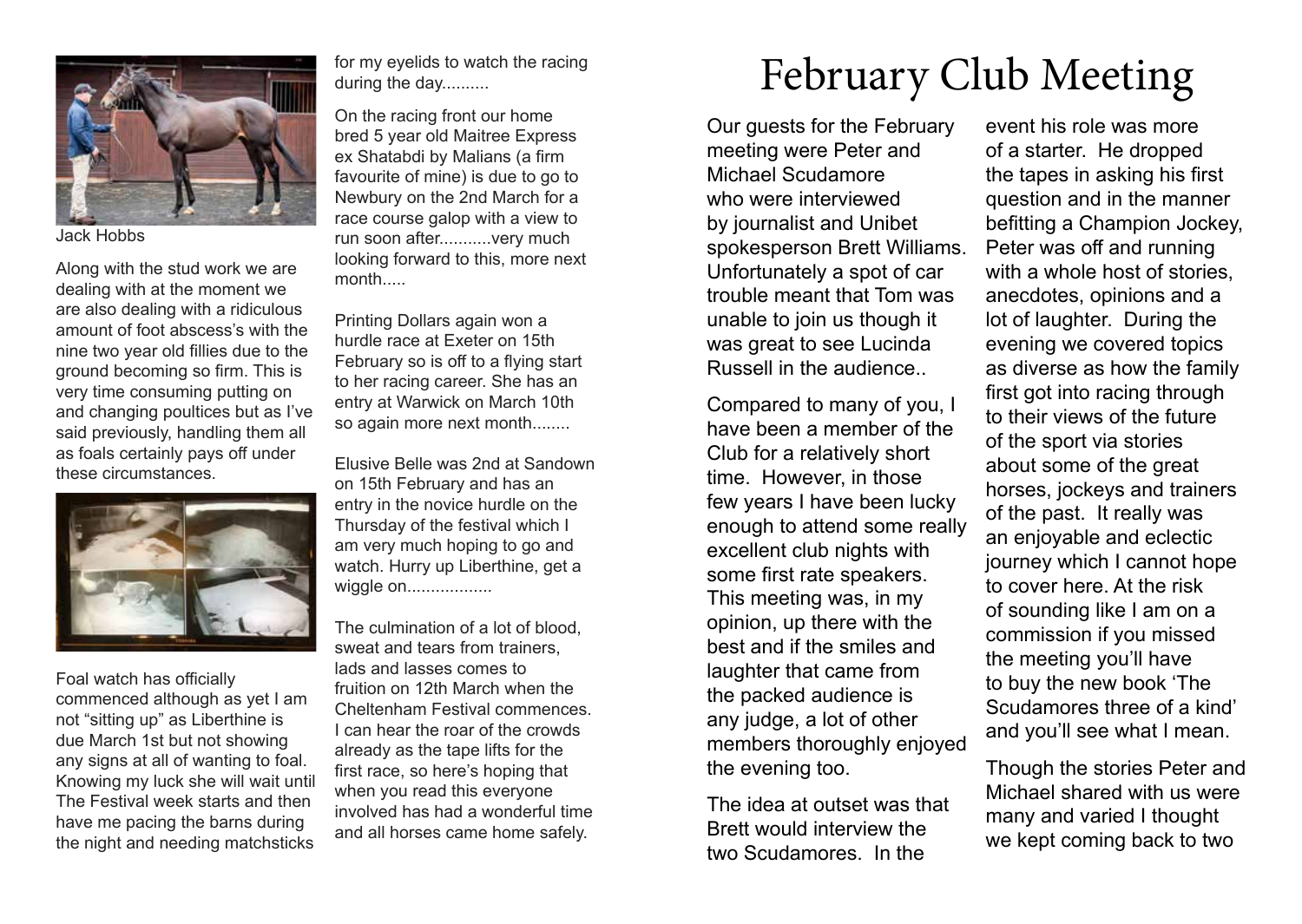Jack Hobbs

Along with the stud work we are dealing with at the moment we are also dealing with a ridiculous amount of foot abscess's with the nine two year old fillies due to the ground becoming so firm. This is very time consuming putting on and changing poultices but as I've said previously, handling them all as foals certainly pays off under these circumstances.

Foal watch has officially commenced although as yet I am not "sitting up" as Liberthine is due March 1st but not showing any signs at all of wanting to foal. Knowing my luck she will wait until The Festival week starts and then have me pacing the barns during the night and needing matchsticks for my eyelids to watch the racing during the day..........

On the racing front our home bred 5 year old Maitree Express ex Shatabdi by Malians (a firm favourite of mine) is due to go to Newbury on the 2nd March for a race course galop with a view to run soon after...........very much looking forward to this, more next month.....

Printing Dollars again won a hurdle race at Exeter on 15th February so is off to a flying start to her racing career. She has an entry at Warwick on March 10th so again more next month........

Elusive Belle was 2nd at Sandown on 15th February and has an entry in the novice hurdle on the Thursday of the festival which I am very much hoping to go and watch. Hurry up Liberthine, get a wiggle on..................

The culmination of a lot of blood, sweat and tears from trainers, lads and lasses comes to fruition on 12th March when the Cheltenham Festival commences. I can hear the roar of the crowds already as the tape lifts for the first race, so here's hoping that when you read this everyone involved has had a wonderful time and all horses came home safely.

# February Club Meeting

Our guests for the February meeting were Peter and Michael Scudamore who were interviewed by journalist and Unibet spokesperson Brett Williams. Unfortunately a spot of car trouble meant that Tom was unable to join us though it was great to see Lucinda Russell in the audience..

Compared to many of you, I have been a member of the Club for a relatively short time. However, in those few years I have been lucky enough to attend some really excellent club nights with some first rate speakers. This meeting was, in my opinion, up there with the best and if the smiles and laughter that came from the packed audience is any judge, a lot of other members thoroughly enjoyed the evening too.

The idea at outset was that Brett would interview the two Scudamores. In the event his role was more of a starter. He dropped the tapes in asking his first question and in the manner befitting a Champion Jockey, Peter was off and running with a whole host of stories, anecdotes, opinions and a lot of laughter. During the evening we covered topics as diverse as how the family first got into racing through to their views of the future of the sport via stories about some of the great horses, jockeys and trainers of the past. It really was an enjoyable and eclectic journey which I cannot hope to cover here. At the risk of sounding like I am on a commission if you missed the meeting you'll have to buy the new book 'The Scudamores three of a kind' and you'll see what I mean.

Though the stories Peter and Michael shared with us were many and varied I thought we kept coming back to two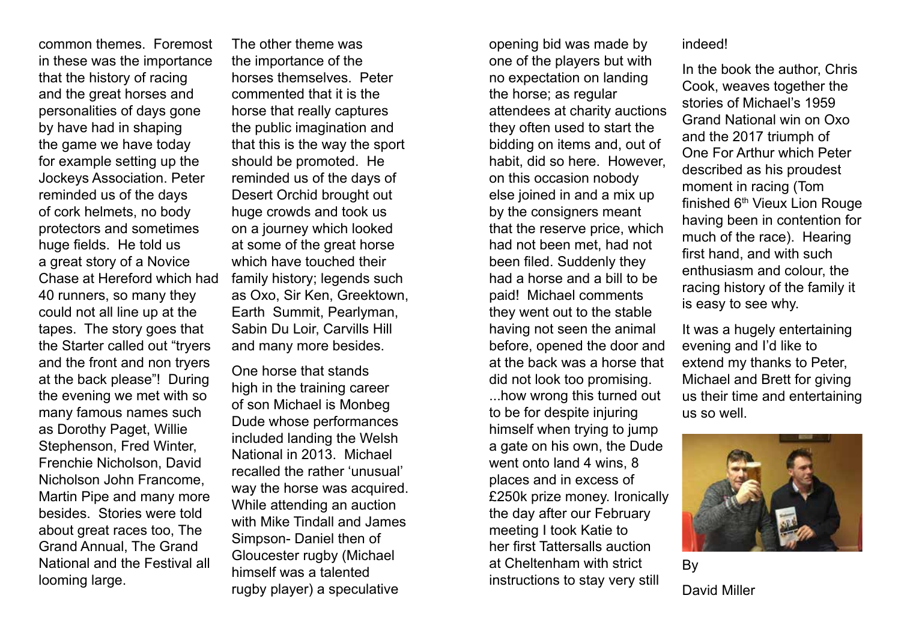common themes. Foremost in these was the importance that the history of racing and the great horses and personalities of days gone by have had in shaping the game we have today for example setting up the Jockeys Association. Peter reminded us of the days of cork helmets, no body protectors and sometimes huge fields. He told us a great story of a Novice Chase at Hereford which had 40 runners, so many they could not all line up at the tapes. The story goes that the Starter called out "tryers and the front and non tryers at the back please"! During the evening we met with so many famous names such as Dorothy Paget, Willie Stephenson, Fred Winter, Frenchie Nicholson, David Nicholson John Francome, Martin Pipe and many more besides. Stories were told about great races too, The Grand Annual, The Grand National and the Festival all looming large.

The other theme was the importance of the horses themselves. Peter commented that it is the horse that really captures the public imagination and that this is the way the sport should be promoted. He reminded us of the days of Desert Orchid brought out huge crowds and took us on a journey which looked at some of the great horse which have touched their family history; legends such as Oxo, Sir Ken, Greektown, Earth Summit, Pearlyman, Sabin Du Loir, Carvills Hill and many more besides.

One horse that stands high in the training career of son Michael is Monbeg Dude whose performances included landing the Welsh National in 2013. Michael recalled the rather 'unusual' way the horse was acquired. While attending an auction with Mike Tindall and James Simpson- Daniel then of Gloucester rugby (Michael himself was a talented rugby player) a speculative opening bid was made by one of the players but with no expectation on landing the horse; as regular attendees at charity auctions they often used to start the bidding on items and, out of habit, did so here. However, on this occasion nobody else joined in and a mix up by the consigners meant that the reserve price, which had not been met, had not been filed. Suddenly they had a horse and a bill to be paid! Michael comments they went out to the stable having not seen the animal before, opened the door and at the back was a horse that did not look too promising. ...how wrong this turned out to be for despite injuring himself when trying to jump a gate on his own, the Dude went onto land 4 wins, 8 places and in excess of £250k prize money. Ironically the day after our February meeting I took Katie to her first Tattersalls auction at Cheltenham with strict instructions to stay very still indeed!

In the book the author, Chris Cook, weaves together the stories of Michael's 1959 Grand National win on Oxo and the 2017 triumph of One For Arthur which Peter described as his proudest moment in racing (Tom finished 6th Vieux Lion Rouge having been in contention for much of the race). Hearing first hand, and with such enthusiasm and colour, the racing history of the family it is easy to see why.

It was a hugely entertaining evening and I'd like to extend my thanks to Peter, Michael and Brett for giving us their time and entertaining us so well.

By

David Miller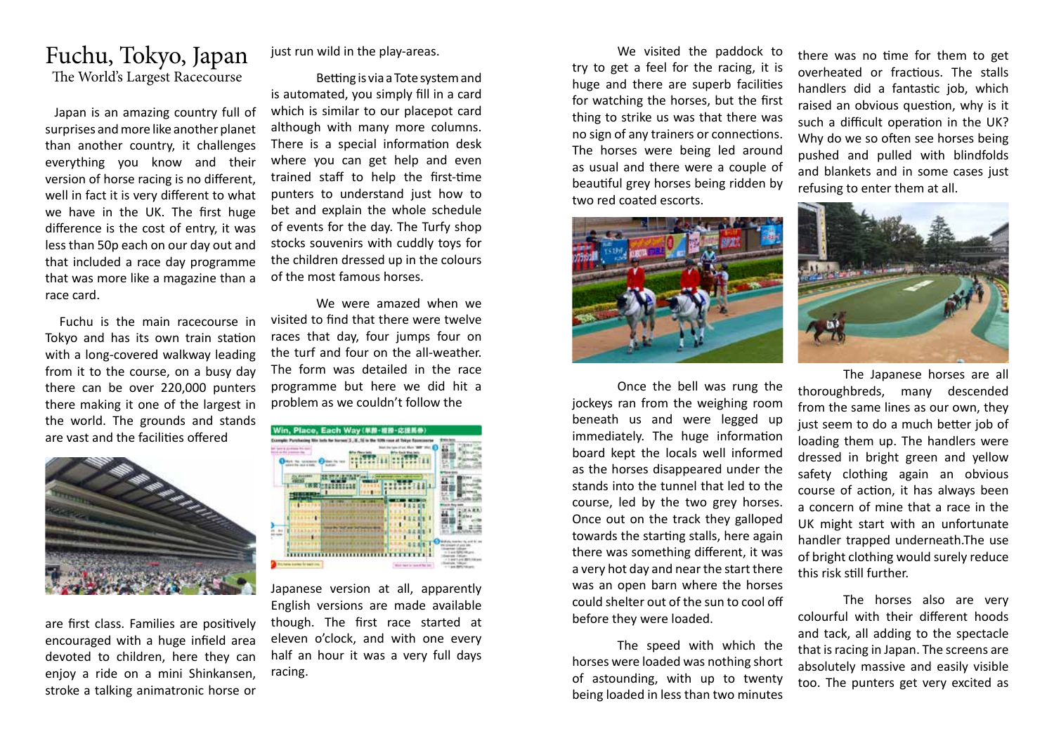# Fuchu, Tokyo, Japan

## The World's Largest Racecourse

Japan is an amazing country full of surprises and more like another planet than another country, it challenges everything you know and their version of horse racing is no different, well in fact it is very different to what we have in the UK. The first huge difference is the cost of entry, it was less than 50p each on our day out and that included a race day programme that was more like a magazine than a race card.

Fuchu is the main racecourse in Tokyo and has its own train station with a long-covered walkway leading from it to the course, on a busy day there can be over 220,000 punters there making it one of the largest in the world. The grounds and stands are vast and the facilities offered are first class. Families are positively encouraged with a huge infield area devoted to children, here they can enjoy a ride on a mini Shinkansen, stroke a talking animatronic horse or just run wild in the play-areas.

Betting is via a Tote system and is automated, you simply fill in a card which is similar to our placepot card although with many more columns. There is a special information desk where you can get help and even trained staff to help the first-time punters to understand just how to bet and explain the whole schedule of events for the day. The Turfy shop stocks souvenirs with cuddly toys for the children dressed up in the colours of the most famous horses.

We were amazed when we visited to find that there were twelve races that day, four jumps four on the turf and four on the all-weather. The form was detailed in the race programme but here we did hit a problem as we couldn't follow the Japanese version at all, apparently English versions are made available though. The first race started at eleven o'clock, and with one every half an hour it was a very full days racing.

We visited the paddock to try to get a feel for the racing, it is huge and there are superb facilities for watching the horses, but the first thing to strike us was that there was no sign of any trainers or connections. The horses were being led around as usual and there were a couple of beautiful grey horses being ridden by two red coated escorts.

Once the bell was rung the jockeys ran from the weighing room beneath us and were legged up immediately. The huge information board kept the locals well informed as the horses disappeared under the stands into the tunnel that led to the course, led by the two grey horses. Once out on the track they galloped towards the starting stalls, here again there was something different, it was a very hot day and near the start there was an open barn where the horses could shelter out of the sun to cool off before they were loaded.

The speed with which the horses were loaded was nothing short of astounding, with up to twenty being loaded in less than two minutes there was no time for them to get overheated or fractious. The stalls handlers did a fantastic job, which raised an obvious question, why is it such a difficult operation in the UK? Why do we so often see horses being pushed and pulled with blindfolds and blankets and in some cases just refusing to enter them at all.

The Japanese horses are all thoroughbreds, many descended from the same lines as our own, they just seem to do a much better job of loading them up. The handlers were dressed in bright green and yellow safety clothing again an obvious course of action, it has always been a concern of mine that a race in the UK might start with an unfortunate handler trapped underneath.The use of bright clothing would surely reduce this risk still further.

The horses also are very colourful with their different hoods and tack, all adding to the spectacle that is racing in Japan. The screens are absolutely massive and easily visible too. The punters get very excited as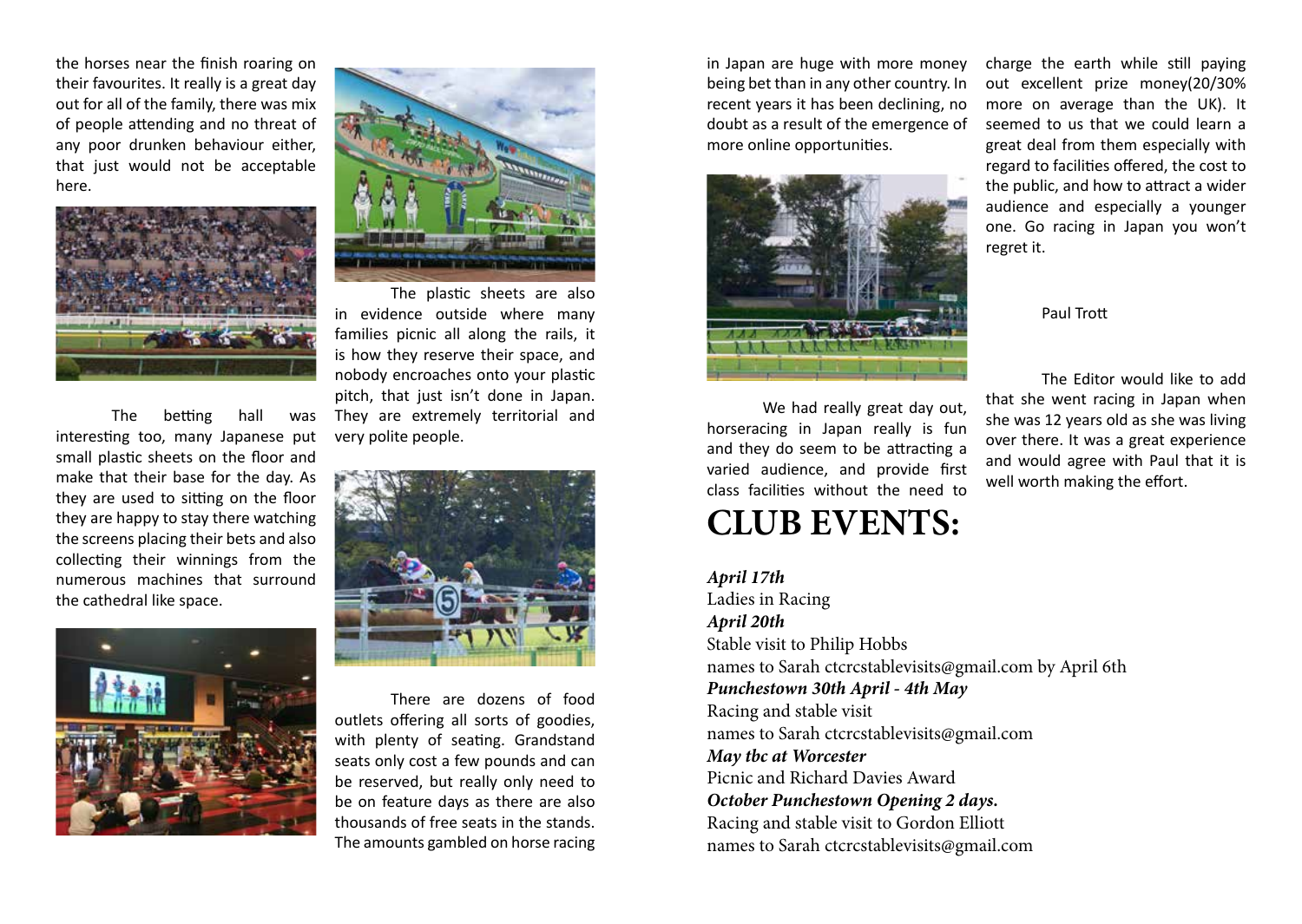the horses near the finish roaring on their favourites. It really is a great day out for all of the family, there was mix of people attending and no threat of any poor drunken behaviour either, that just would not be acceptable here.

The betting hall was interesting too, many Japanese put small plastic sheets on the floor and make that their base for the day. As they are used to sitting on the floor they are happy to stay there watching the screens placing their bets and also collecting their winnings from the numerous machines that surround the cathedral like space.

The plastic sheets are also in evidence outside where many families picnic all along the rails, it is how they reserve their space, and nobody encroaches onto your plastic pitch, that just isn't done in Japan. They are extremely territorial and very polite people.

There are dozens of food outlets offering all sorts of goodies, with plenty of seating. Grandstand seats only cost a few pounds and can be reserved, but really only need to be on feature days as there are also thousands of free seats in the stands. The amounts gambled on horse racing in Japan are huge with more money being bet than in any other country. In recent years it has been declining, no doubt as a result of the emergence of more online opportunities.

We had really great day out, horseracing in Japan really is fun and they do seem to be attracting a varied audience, and provide first class facilities without the need to charge the earth while still paying out excellent prize money(20/30% more on average than the UK). It seemed to us that we could learn a great deal from them especially with regard to facilities offered, the cost to the public, and how to attract a wider audience and especially a younger one. Go racing in Japan you won't regret it.

Paul Trott

The Editor would like to add that she went racing in Japan when she was 12 years old as she was living over there. It was a great experience and would agree with Paul that it is well worth making the effort.

# CLUB EVENTS:

***April 17th***
Ladies in Racing
***April 20th***
Stable visit to Philip Hobbs
names to Sarah ctcrcstablevisits@gmail.com by April 6th
***Punchestown 30th April - 4th May***
Racing and stable visit
names to Sarah ctcrcstablevisits@gmail.com
***May tbc at Worcester***
Picnic and Richard Davies Award
***October Punchestown Opening 2 days.***
Racing and stable visit to Gordon Elliott
names to Sarah ctcrcstablevisits@gmail.com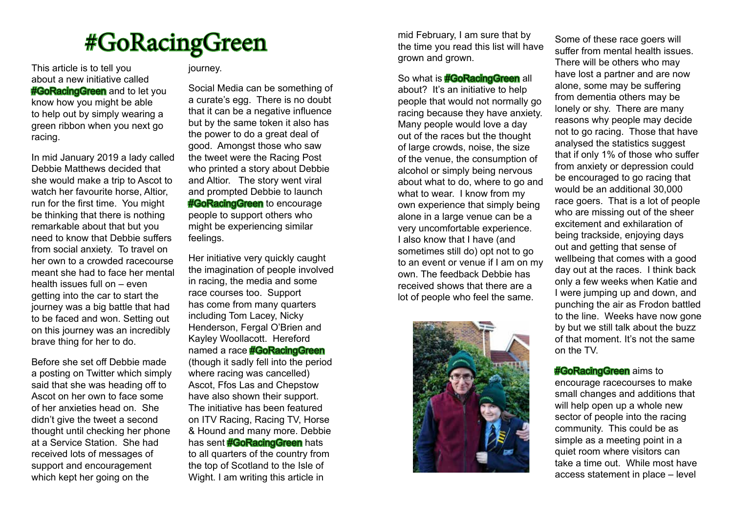# #GoRacingGreen

This article is to tell you about a new initiative called **#GoRacingGreen** and to let you know how you might be able to help out by simply wearing a green ribbon when you next go racing.

In mid January 2019 a lady called Debbie Matthews decided that she would make a trip to Ascot to watch her favourite horse, Altior, run for the first time. You might be thinking that there is nothing remarkable about that but you need to know that Debbie suffers from social anxiety. To travel on her own to a crowded racecourse meant she had to face her mental health issues full on – even getting into the car to start the journey was a big battle that had to be faced and won. Setting out on this journey was an incredibly brave thing for her to do.

Before she set off Debbie made a posting on Twitter which simply said that she was heading off to Ascot on her own to face some of her anxieties head on. She didn't give the tweet a second thought until checking her phone at a Service Station. She had received lots of messages of support and encouragement which kept her going on the journey.

Social Media can be something of a curate's egg. There is no doubt that it can be a negative influence but by the same token it also has the power to do a great deal of good. Amongst those who saw the tweet were the Racing Post who printed a story about Debbie and Altior. The story went viral and prompted Debbie to launch **#GoRacingGreen** to encourage people to support others who might be experiencing similar feelings.

Her initiative very quickly caught the imagination of people involved in racing, the media and some race courses too. Support has come from many quarters including Tom Lacey, Nicky Henderson, Fergal O'Brien and Kayley Woollacott. Hereford named a race **#GoRacingGreen** (though it sadly fell into the period where racing was cancelled) Ascot, Ffos Las and Chepstow have also shown their support. The initiative has been featured on ITV Racing, Racing TV, Horse & Hound and many more. Debbie has sent **#GoRacingGreen** hats to all quarters of the country from the top of Scotland to the Isle of Wight. I am writing this article in mid February, I am sure that by the time you read this list will have grown and grown.

So what is **#GoRacingGreen** all about? It's an initiative to help people that would not normally go racing because they have anxiety. Many people would love a day out of the races but the thought of large crowds, noise, the size of the venue, the consumption of alcohol or simply being nervous about what to do, where to go and what to wear. I know from my own experience that simply being alone in a large venue can be a very uncomfortable experience. I also know that I have (and sometimes still do) opt not to go to an event or venue if I am on my own. The feedback Debbie has received shows that there are a lot of people who feel the same.

Some of these race goers will suffer from mental health issues. There will be others who may have lost a partner and are now alone, some may be suffering from dementia others may be lonely or shy. There are many reasons why people may decide not to go racing. Those that have analysed the statistics suggest that if only 1% of those who suffer from anxiety or depression could be encouraged to go racing that would be an additional 30,000 race goers. That is a lot of people who are missing out of the sheer excitement and exhilaration of being trackside, enjoying days out and getting that sense of wellbeing that comes with a good day out at the races. I think back only a few weeks when Katie and I were jumping up and down, and punching the air as Frodon battled to the line. Weeks have now gone by but we still talk about the buzz of that moment. It's not the same on the TV.

**#GoRacingGreen** aims to encourage racecourses to make small changes and additions that will help open up a whole new sector of people into the racing community. This could be as simple as a meeting point in a quiet room where visitors can take a time out. While most have access statement in place – level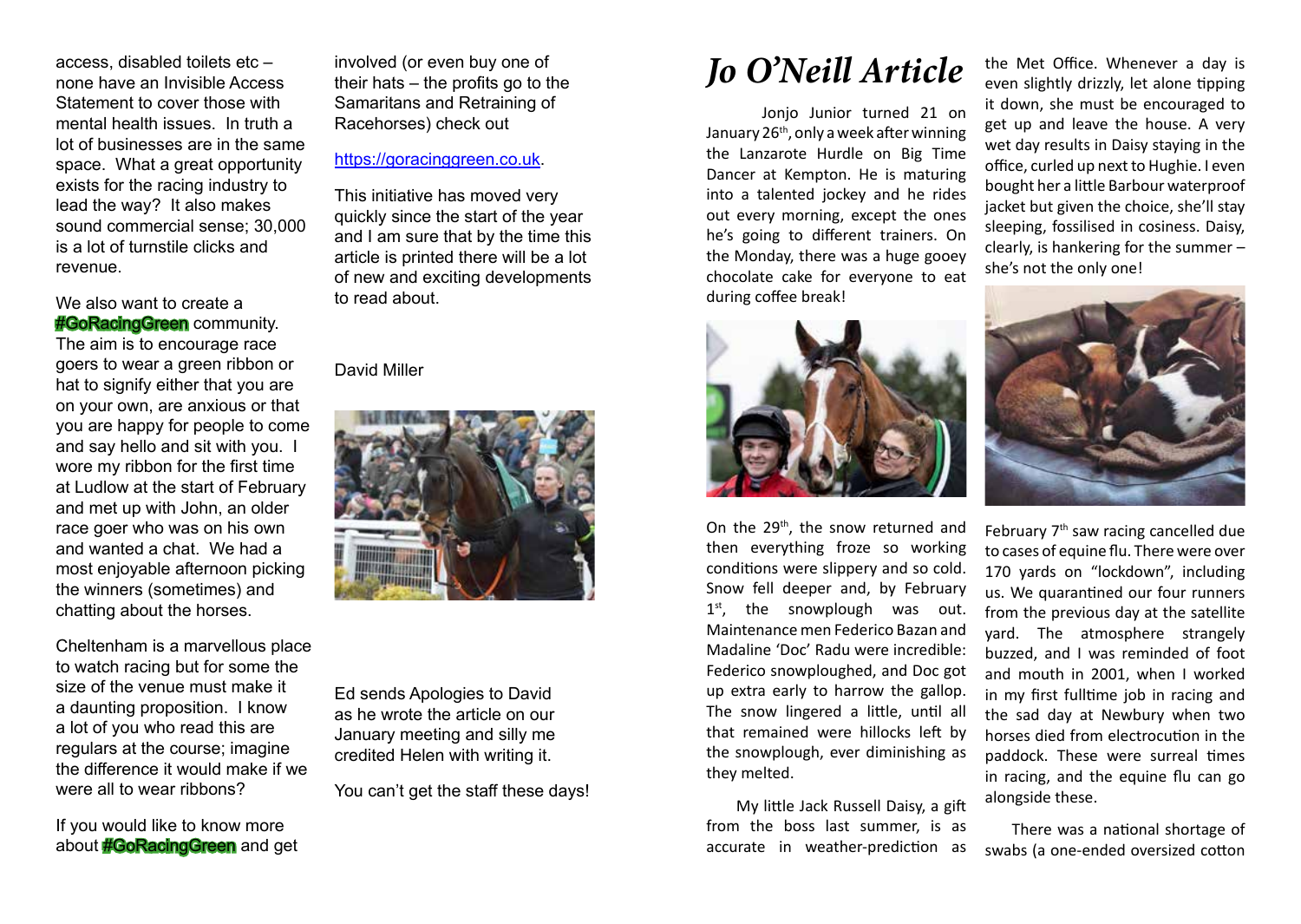access, disabled toilets etc – none have an Invisible Access Statement to cover those with mental health issues. In truth a lot of businesses are in the same space. What a great opportunity exists for the racing industry to lead the way? It also makes sound commercial sense; 30,000 is a lot of turnstile clicks and revenue.

We also want to create a **#GoRacingGreen** community. The aim is to encourage race goers to wear a green ribbon or hat to signify either that you are on your own, are anxious or that you are happy for people to come and say hello and sit with you. I wore my ribbon for the first time at Ludlow at the start of February and met up with John, an older race goer who was on his own and wanted a chat. We had a most enjoyable afternoon picking the winners (sometimes) and chatting about the horses.

Cheltenham is a marvellous place to watch racing but for some the size of the venue must make it a daunting proposition. I know a lot of you who read this are regulars at the course; imagine the difference it would make if we were all to wear ribbons?

If you would like to know more about **#GoRacingGreen** and get involved (or even buy one of their hats – the profits go to the Samaritans and Retraining of Racehorses) check out

https://goracinggreen.co.uk.

This initiative has moved very quickly since the start of the year and I am sure that by the time this article is printed there will be a lot of new and exciting developments to read about.

David Miller

Ed sends Apologies to David as he wrote the article on our January meeting and silly me credited Helen with writing it.

You can't get the staff these days!

# *Jo O'Neill Article*

Jonjo Junior turned 21 on January 26th, only a week after winning the Lanzarote Hurdle on Big Time Dancer at Kempton. He is maturing into a talented jockey and he rides out every morning, except the ones he's going to different trainers. On the Monday, there was a huge gooey chocolate cake for everyone to eat during coffee break!

On the 29th, the snow returned and then everything froze so working conditions were slippery and so cold. Snow fell deeper and, by February 1st, the snowplough was out. Maintenance men Federico Bazan and Madaline 'Doc' Radu were incredible: Federico snowploughed, and Doc got up extra early to harrow the gallop. The snow lingered a little, until all that remained were hillocks left by the snowplough, ever diminishing as they melted.

My little Jack Russell Daisy, a gift from the boss last summer, is as accurate in weather-prediction as the Met Office. Whenever a day is even slightly drizzly, let alone tipping it down, she must be encouraged to get up and leave the house. A very wet day results in Daisy staying in the office, curled up next to Hughie. I even bought her a little Barbour waterproof jacket but given the choice, she'll stay sleeping, fossilised in cosiness. Daisy, clearly, is hankering for the summer – she's not the only one!

February 7th saw racing cancelled due to cases of equine flu. There were over 170 yards on "lockdown", including us. We quarantined our four runners from the previous day at the satellite yard. The atmosphere strangely buzzed, and I was reminded of foot and mouth in 2001, when I worked in my first fulltime job in racing and the sad day at Newbury when two horses died from electrocution in the paddock. These were surreal times in racing, and the equine flu can go alongside these.

There was a national shortage of swabs (a one-ended oversized cotton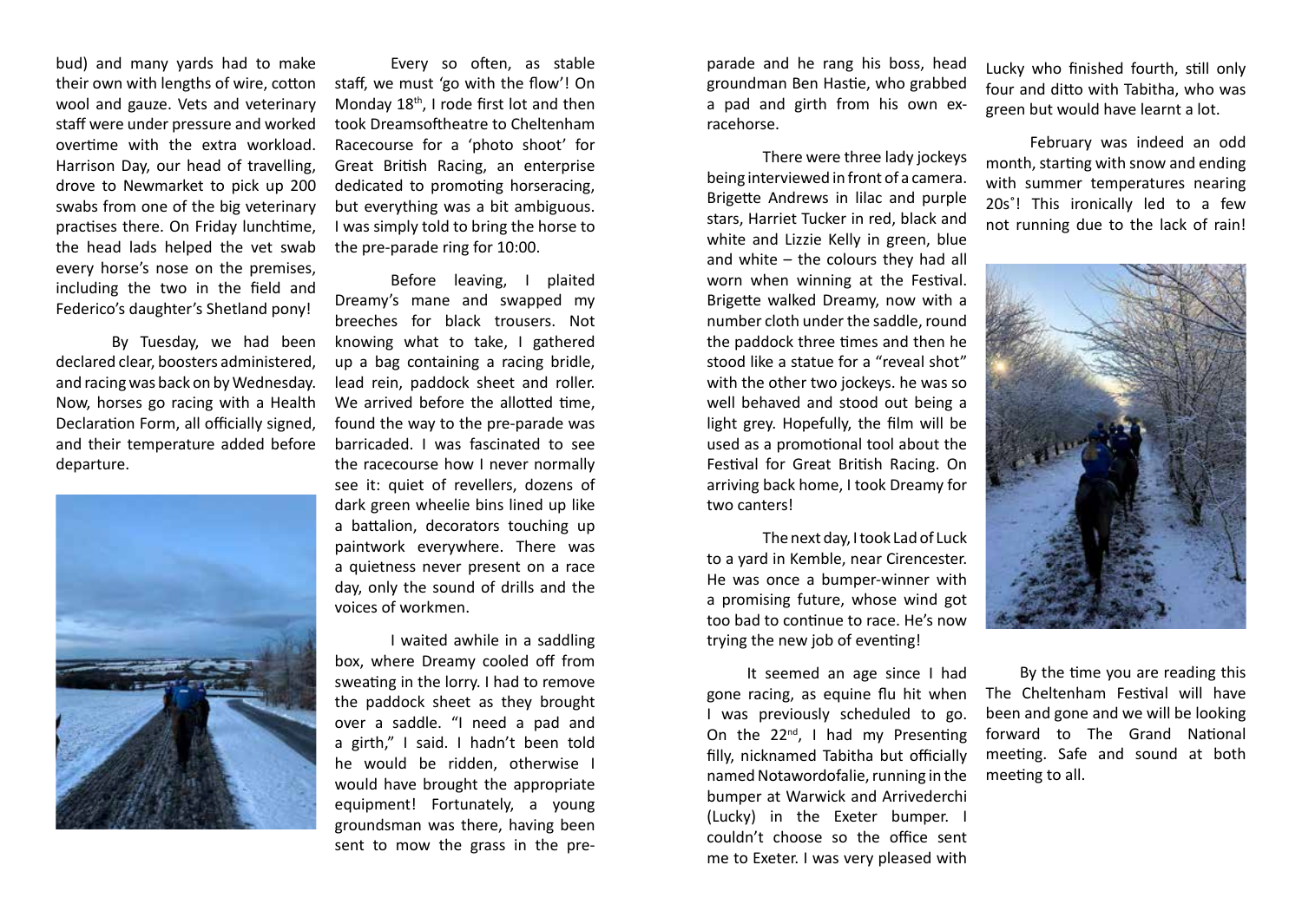bud) and many yards had to make their own with lengths of wire, cotton wool and gauze. Vets and veterinary staff were under pressure and worked overtime with the extra workload. Harrison Day, our head of travelling, drove to Newmarket to pick up 200 swabs from one of the big veterinary practises there. On Friday lunchtime, the head lads helped the vet swab every horse's nose on the premises, including the two in the field and Federico's daughter's Shetland pony!

By Tuesday, we had been declared clear, boosters administered, and racing was back on by Wednesday. Now, horses go racing with a Health Declaration Form, all officially signed, and their temperature added before departure.

Every so often, as stable staff, we must 'go with the flow'! On Monday 18th, I rode first lot and then took Dreamsoftheatre to Cheltenham Racecourse for a 'photo shoot' for Great British Racing, an enterprise dedicated to promoting horseracing, but everything was a bit ambiguous. I was simply told to bring the horse to the pre-parade ring for 10:00.

Before leaving, I plaited Dreamy's mane and swapped my breeches for black trousers. Not knowing what to take, I gathered up a bag containing a racing bridle, lead rein, paddock sheet and roller. We arrived before the allotted time, found the way to the pre-parade was barricaded. I was fascinated to see the racecourse how I never normally see it: quiet of revellers, dozens of dark green wheelie bins lined up like a battalion, decorators touching up paintwork everywhere. There was a quietness never present on a race day, only the sound of drills and the voices of workmen.

I waited awhile in a saddling box, where Dreamy cooled off from sweating in the lorry. I had to remove the paddock sheet as they brought over a saddle. "I need a pad and a girth," I said. I hadn't been told he would be ridden, otherwise I would have brought the appropriate equipment! Fortunately, a young groundsman was there, having been sent to mow the grass in the pre-parade and he rang his boss, head groundman Ben Hastie, who grabbed a pad and girth from his own ex-racehorse.

There were three lady jockeys being interviewed in front of a camera. Brigette Andrews in lilac and purple stars, Harriet Tucker in red, black and white and Lizzie Kelly in green, blue and white – the colours they had all worn when winning at the Festival. Brigette walked Dreamy, now with a number cloth under the saddle, round the paddock three times and then he stood like a statue for a "reveal shot" with the other two jockeys. he was so well behaved and stood out being a light grey. Hopefully, the film will be used as a promotional tool about the Festival for Great British Racing. On arriving back home, I took Dreamy for two canters!

The next day, I took Lad of Luck to a yard in Kemble, near Cirencester. He was once a bumper-winner with a promising future, whose wind got too bad to continue to race. He's now trying the new job of eventing!

It seemed an age since I had gone racing, as equine flu hit when I was previously scheduled to go. On the 22nd, I had my Presenting filly, nicknamed Tabitha but officially named Notawordofalie, running in the bumper at Warwick and Arrivederchi (Lucky) in the Exeter bumper. I couldn't choose so the office sent me to Exeter. I was very pleased with Lucky who finished fourth, still only four and ditto with Tabitha, who was green but would have learnt a lot.

February was indeed an odd month, starting with snow and ending with summer temperatures nearing 20s˚! This ironically led to a few not running due to the lack of rain!

By the time you are reading this The Cheltenham Festival will have been and gone and we will be looking forward to The Grand National meeting. Safe and sound at both meeting to all.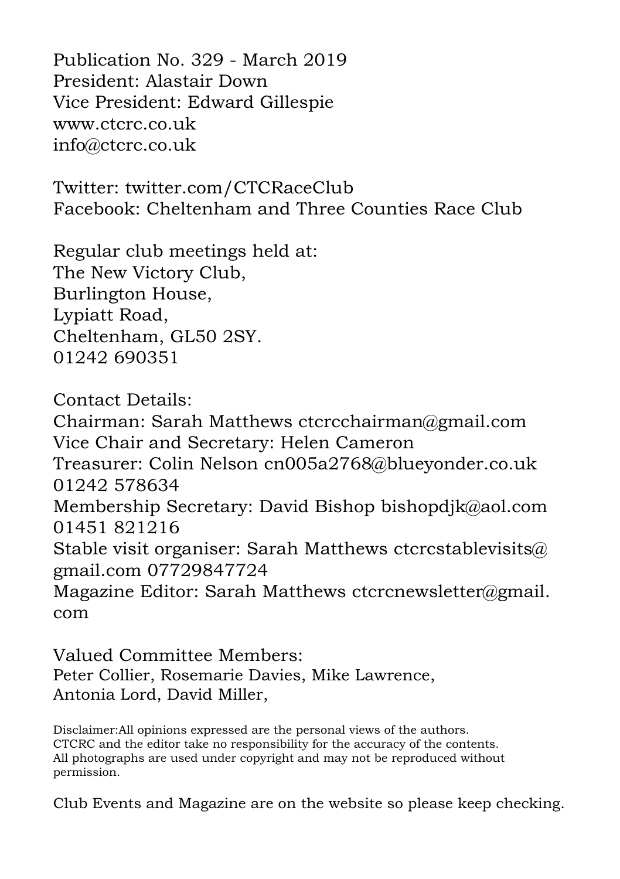Publication No. 329 - March 2019
President: Alastair Down
Vice President: Edward Gillespie
www.ctcrc.co.uk
info@ctcrc.co.uk

Twitter: twitter.com/CTCRaceClub
Facebook: Cheltenham and Three Counties Race Club

Regular club meetings held at:
The New Victory Club,
Burlington House,
Lypiatt Road,
Cheltenham, GL50 2SY.
01242 690351

Contact Details:
Chairman: Sarah Matthews ctcrcchairman@gmail.com
Vice Chair and Secretary: Helen Cameron
Treasurer: Colin Nelson cn005a2768@blueyonder.co.uk 01242 578634
Membership Secretary: David Bishop bishopdjk@aol.com 01451 821216
Stable visit organiser: Sarah Matthews ctcrcstablevisits@gmail.com 07729847724
Magazine Editor: Sarah Matthews ctcrcnewsletter@gmail.com

Valued Committee Members:
Peter Collier, Rosemarie Davies, Mike Lawrence, Antonia Lord, David Miller,

Disclaimer:All opinions expressed are the personal views of the authors. CTCRC and the editor take no responsibility for the accuracy of the contents. All photographs are used under copyright and may not be reproduced without permission.

Club Events and Magazine are on the website so please keep checking.